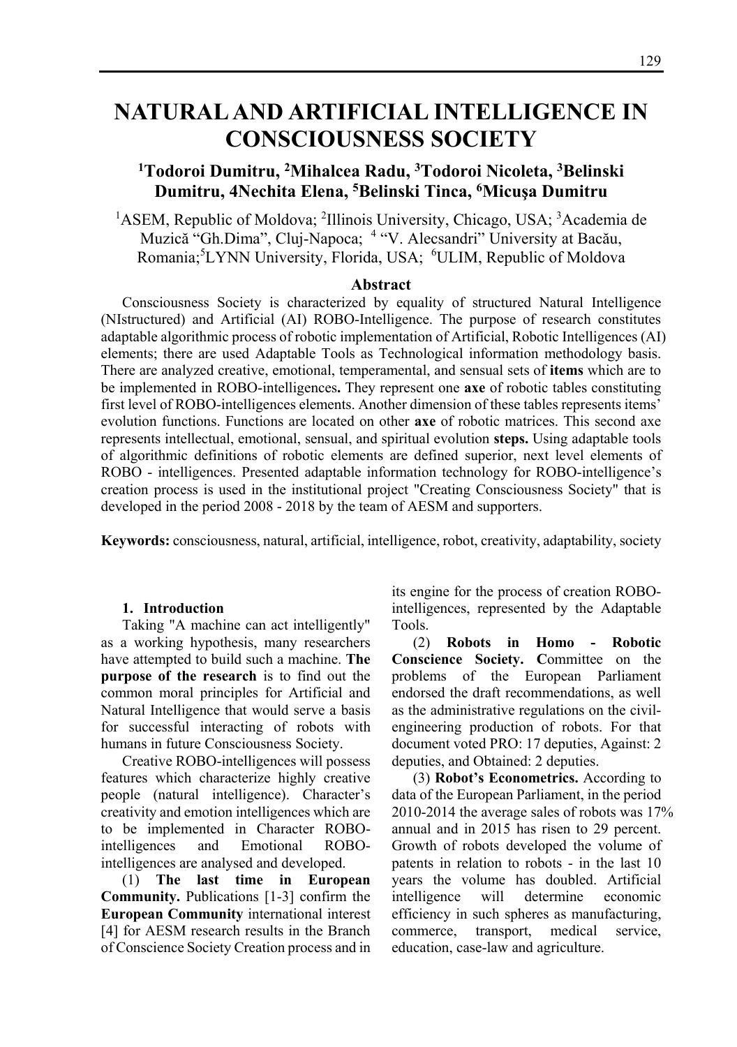# NATURAL AND ARTIFICIAL INTELLIGENCE IN CONSCIOUSNESS SOCIETY

**[1]Todoroi Dumitru, [2]Mihalcea Radu, [3]Todoroi Nicoleta, [3]Belinski Dumitru, 4Nechita Elena, [5]Belinski Tinca, [6]Micuşa Dumitru**

[1]ASEM, Republic of Moldova; [2]Illinois University, Chicago, USA; [3]Academia de Muzică "Gh.Dima", Cluj-Napoca; [4] "V. Alecsandri" University at Bacău, Romania;[5]LYNN University, Florida, USA; [6]ULIM, Republic of Moldova

## Abstract

Consciousness Society is characterized by equality of structured Natural Intelligence (NIstructured) and Artificial (AI) ROBO-Intelligence. The purpose of research constitutes adaptable algorithmic process of robotic implementation of Artificial, Robotic Intelligences (AI) elements; there are used Adaptable Tools as Technological information methodology basis. There are analyzed creative, emotional, temperamental, and sensual sets of **items** which are to be implemented in ROBO-intelligences**.** They represent one **axe** of robotic tables constituting first level of ROBO-intelligences elements. Another dimension of these tables represents items' evolution functions. Functions are located on other **axe** of robotic matrices. This second axe represents intellectual, emotional, sensual, and spiritual evolution **steps.** Using adaptable tools of algorithmic definitions of robotic elements are defined superior, next level elements of ROBO - intelligences. Presented adaptable information technology for ROBO-intelligence's creation process is used in the institutional project "Creating Consciousness Society" that is developed in the period 2008 - 2018 by the team of AESM and supporters.

**Keywords:** consciousness, natural, artificial, intelligence, robot, creativity, adaptability, society

## 1. Introduction

Taking "A machine can act intelligently" as a working hypothesis, many researchers have attempted to build such a machine. **The purpose of the research** is to find out the common moral principles for Artificial and Natural Intelligence that would serve a basis for successful interacting of robots with humans in future Consciousness Society.

Creative ROBO-intelligences will possess features which characterize highly creative people (natural intelligence). Character's creativity and emotion intelligences which are to be implemented in Character ROBO-intelligences and Emotional ROBO-intelligences are analysed and developed.

(1) **The last time in European Community.** Publications [1-3] confirm the **European Community** international interest [4] for AESM research results in the Branch of Conscience Society Creation process and in its engine for the process of creation ROBO-intelligences, represented by the Adaptable Tools.

(2) **Robots in Homo - Robotic Conscience Society. C**ommittee on the problems of the European Parliament endorsed the draft recommendations, as well as the administrative regulations on the civil-engineering production of robots. For that document voted PRO: 17 deputies, Against: 2 deputies, and Obtained: 2 deputies.

(3) **Robot's Econometrics.** According to data of the European Parliament, in the period 2010-2014 the average sales of robots was 17% annual and in 2015 has risen to 29 percent. Growth of robots developed the volume of patents in relation to robots - in the last 10 years the volume has doubled. Artificial intelligence will determine economic efficiency in such spheres as manufacturing, commerce, transport, medical service, education, case-law and agriculture.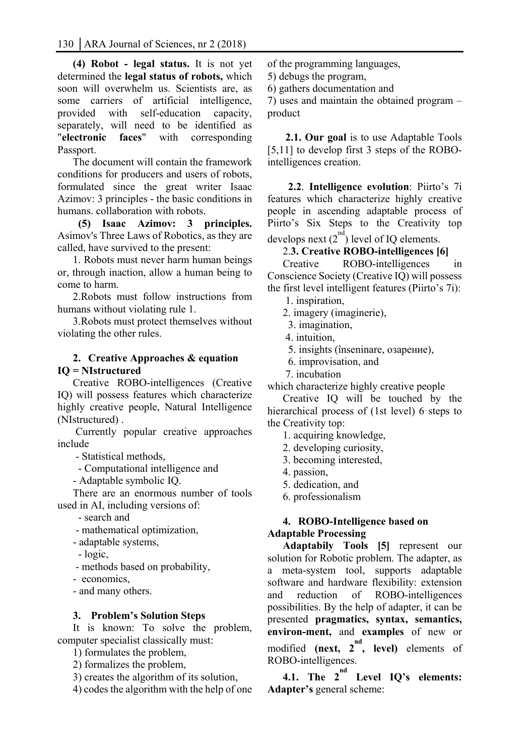**(4) Robot - legal status.** It is not yet determined the **legal status of robots,** which soon will overwhelm us. Scientists are, as some carriers of artificial intelligence, provided with self-education capacity, separately, will need to be identified as "**electronic faces**" with corresponding Passport.

The document will contain the framework conditions for producers and users of robots, formulated since the great writer Isaac Azimov: 3 principles - the basic conditions in humans. collaboration with robots.

**(5) Isaac Azimov: 3 principles.** Asimov's Three Laws of Robotics, as they are called, have survived to the present:

1. Robots must never harm human beings or, through inaction, allow a human being to come to harm.
2. Robots must follow instructions from humans without violating rule 1.
3. Robots must protect themselves without violating the other rules.

## 2. Creative Approaches & equation IQ = NIstructured

Creative ROBO-intelligences (Creative IQ) will possess features which characterize highly creative people, Natural Intelligence (NIstructured) .

Currently popular creative approaches include

- Statistical methods,
- Computational intelligence and
- Adaptable symbolic IQ.

There are an enormous number of tools used in AI, including versions of:

- search and
- mathematical optimization,
- adaptable systems,
- logic,
- methods based on probability,
- economics,
- and many others.

## 3. Problem's Solution Steps

It is known: To solve the problem, computer specialist classically must:

1) formulates the problem,
2) formalizes the problem,
3) creates the algorithm of its solution,
4) codes the algorithm with the help of one of the programming languages,
5) debugs the program,
6) gathers documentation and
7) uses and maintain the obtained program – product

**2.1. Our goal** is to use Adaptable Tools [5,11] to develop first 3 steps of the ROBO-intelligences creation.

**2.2**. **Intelligence evolution**: Piirto's 7i features which characterize highly creative people in ascending adaptable process of Piirto's Six Steps to the Creativity top develops next (2nd) level of IQ elements.

2.**3. Creative ROBO-intelligences [6]**

Creative ROBO-intelligences in Conscience Society (Creative IQ) will possess the first level intelligent features (Piirto's 7i):

1. inspiration,
2. imagery (imaginerie),
3. imagination,
4. intuition,
5. insights (înseninare, озарение),
6. improvisation, and
7. incubation

which characterize highly creative people

Creative IQ will be touched by the hierarchical process of (1st level) 6 steps to the Creativity top:

1. acquiring knowledge,
2. developing curiosity,
3. becoming interested,
4. passion,
5. dedication, and
6. professionalism

## 4. ROBO-Intelligence based on Adaptable Processing

**Adaptabily Tools [5]** represent our solution for Robotic problem. The adapter, as a meta-system tool, supports adaptable software and hardware flexibility: extension and reduction of ROBO-intelligences possibilities. By the help of adapter, it can be presented **pragmatics, syntax, semantics, environ-ment,** and **examples** of new or modified **(next, 2nd, level)** elements of ROBO-intelligences.

**4.1. The 2nd Level IQ's elements: Adapter's** general scheme: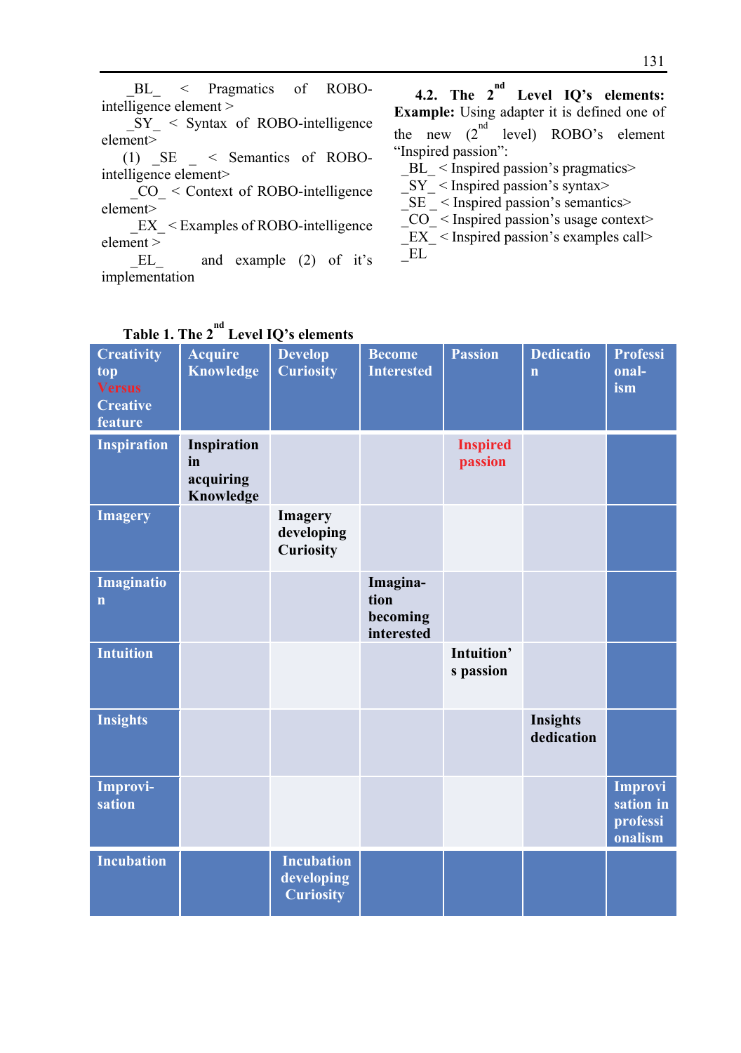_BL_ < Pragmatics of ROBO-intelligence element >
_SY_ < Syntax of ROBO-intelligence element>
(1) _SE _ < Semantics of ROBO-intelligence element>
_CO_ < Context of ROBO-intelligence element>
_EX_ < Examples of ROBO-intelligence element >
_EL_ and example (2) of it's implementation

**4.2. The 2nd Level IQ's elements: Example:** Using adapter it is defined one of the new (2nd level) ROBO's element "Inspired passion":

_BL_ < Inspired passion's pragmatics>
_SY_ < Inspired passion's syntax>
_SE _ < Inspired passion's semantics>
_CO_ < Inspired passion's usage context>
_EX_ < Inspired passion's examples call>
_EL

**Table 1. The 2nd Level IQ's elements**

| Creativity top Versus Creative feature | Acquire Knowledge | Develop Curiosity | Become Interested | Passion | Dedication | Professional-ism |
|---|---|---|---|---|---|---|
| Inspiration | Inspiration in acquiring Knowledge | | | Inspired passion | | |
| Imagery | | Imagery developing Curiosity | | | | |
| Imagination | | | Imagina-tion becoming interested | | | |
| Intuition | | | | Intuition's passion | | |
| Insights | | | | | Insights dedication | |
| Improvi-sation | | | | | | Improvisation in professionalism |
| Incubation | | Incubation developing Curiosity | | | | |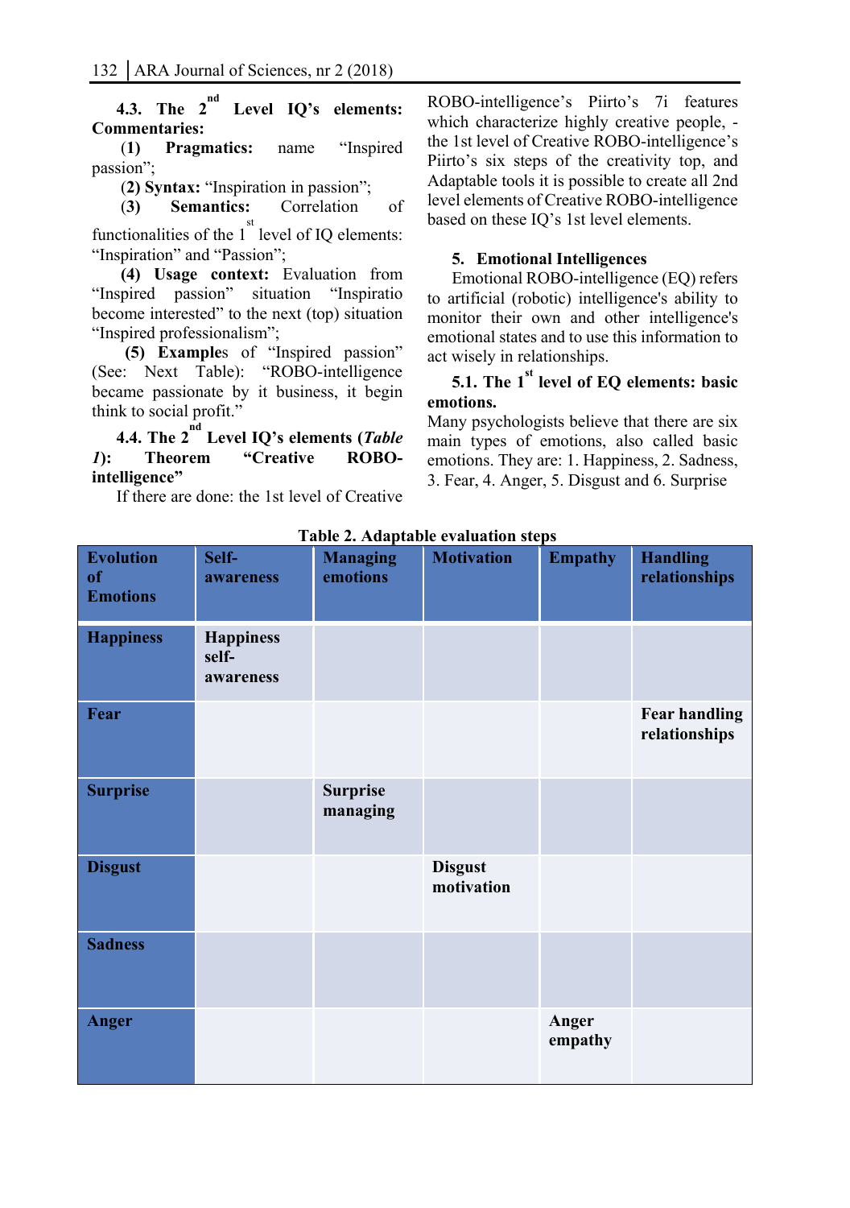**4.3. The 2nd Level IQ's elements: Commentaries:**

(1) **Pragmatics:** name "Inspired passion";

(2) **Syntax:** "Inspiration in passion";

(3) **Semantics:** Correlation of functionalities of the 1st level of IQ elements: "Inspiration" and "Passion";

**(4) Usage context:** Evaluation from "Inspired passion" situation "Inspiratio become interested" to the next (top) situation "Inspired professionalism";

**(5) Examples** of "Inspired passion" (See: Next Table): "ROBO-intelligence became passionate by it business, it begin think to social profit."

**4.4. The 2nd Level IQ's elements (*Table 1*): Theorem "Creative ROBO-intelligence"**

If there are done: the 1st level of Creative ROBO-intelligence's Piirto's 7i features which characterize highly creative people, - the 1st level of Creative ROBO-intelligence's Piirto's six steps of the creativity top, and Adaptable tools it is possible to create all 2nd level elements of Creative ROBO-intelligence based on these IQ's 1st level elements.

## 5. Emotional Intelligences

Emotional ROBO-intelligence (EQ) refers to artificial (robotic) intelligence's ability to monitor their own and other intelligence's emotional states and to use this information to act wisely in relationships.

**5.1. The 1st level of EQ elements: basic emotions.**

Many psychologists believe that there are six main types of emotions, also called basic emotions. They are: 1. Happiness, 2. Sadness, 3. Fear, 4. Anger, 5. Disgust and 6. Surprise

**Table 2. Adaptable evaluation steps**

| Evolution of Emotions | Self-awareness | Managing emotions | Motivation | Empathy | Handling relationships |
|---|---|---|---|---|---|
| **Happiness** | **Happiness self-awareness** | | | | |
| **Fear** | | | | | **Fear handling relationships** |
| **Surprise** | | **Surprise managing** | | | |
| **Disgust** | | | **Disgust motivation** | | |
| **Sadness** | | | | | |
| **Anger** | | | | **Anger empathy** | |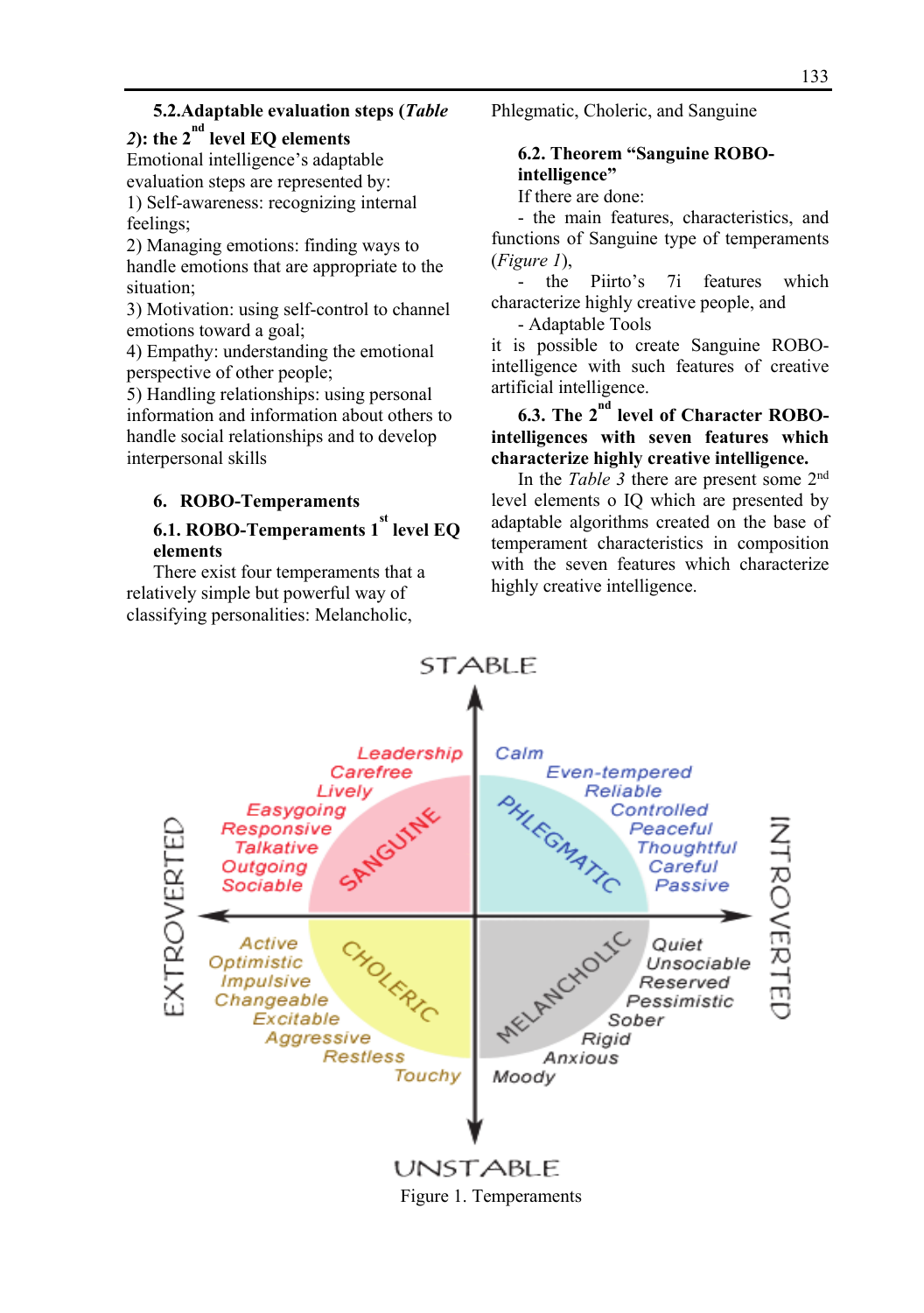**5.2.Adaptable evaluation steps (*Table 2*): the 2nd level EQ elements**

Emotional intelligence's adaptable evaluation steps are represented by:

1) Self-awareness: recognizing internal feelings;
2) Managing emotions: finding ways to handle emotions that are appropriate to the situation;
3) Motivation: using self-control to channel emotions toward a goal;
4) Empathy: understanding the emotional perspective of other people;
5) Handling relationships: using personal information and information about others to handle social relationships and to develop interpersonal skills

## 6. ROBO-Temperaments

### 6.1. ROBO-Temperaments 1st level EQ elements

There exist four temperaments that a relatively simple but powerful way of classifying personalities: Melancholic, Phlegmatic, Choleric, and Sanguine

### 6.2. Theorem "Sanguine ROBO-intelligence"

If there are done:

- the main features, characteristics, and functions of Sanguine type of temperaments (*Figure 1*),
- the Piirto's 7i features which characterize highly creative people, and
- Adaptable Tools

it is possible to create Sanguine ROBO-intelligence with such features of creative artificial intelligence.

### 6.3. The 2nd level of Character ROBO-intelligences with seven features which characterize highly creative intelligence.

In the *Table 3* there are present some 2nd level elements o IQ which are presented by adaptable algorithms created on the base of temperament characteristics in composition with the seven features which characterize highly creative intelligence.

Figure 1. Temperaments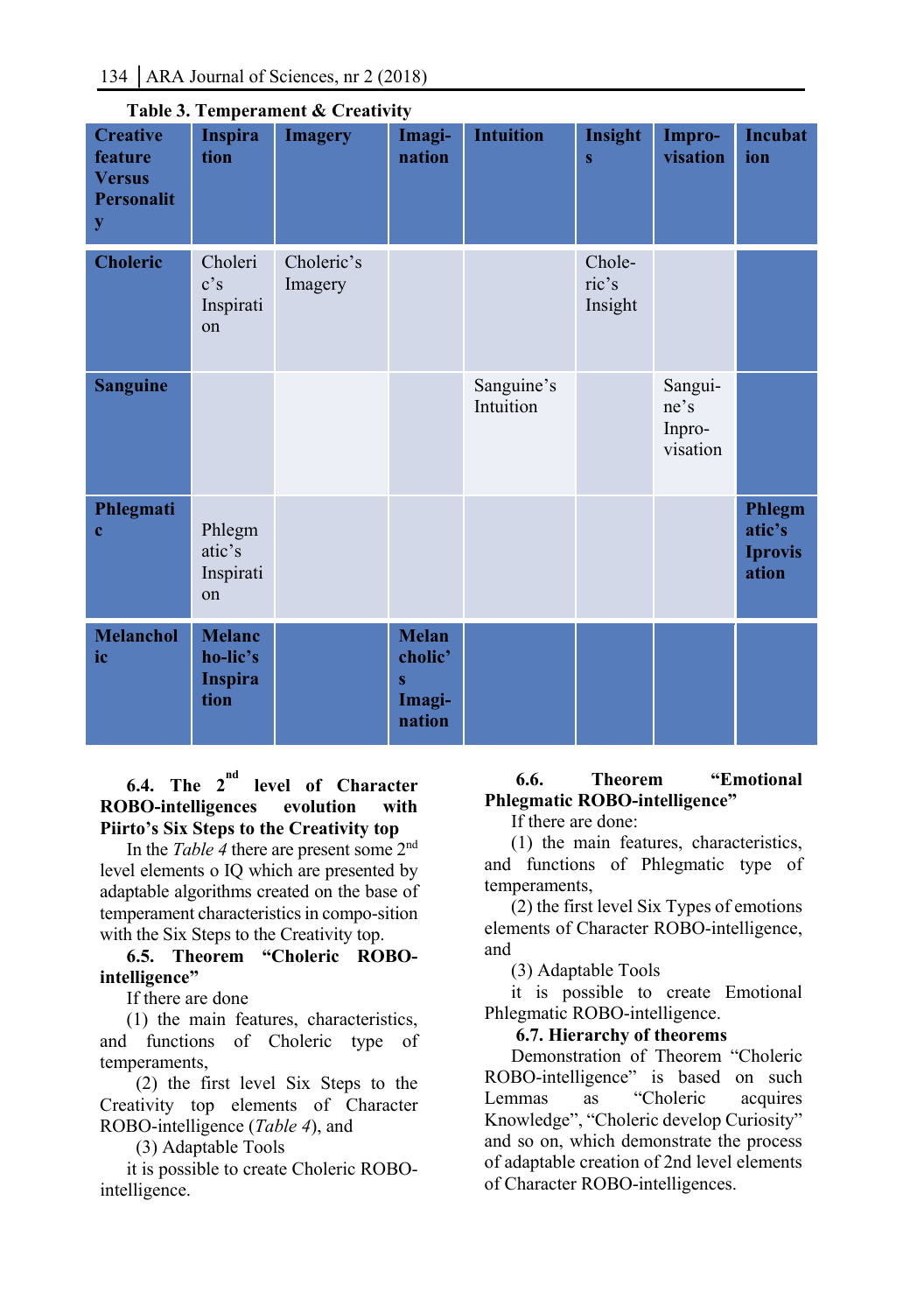**Table 3. Temperament & Creativity**

| Creative feature Versus Personality | Inspiration | Imagery | Imagination | Intuition | Insights | Improvisation | Incubation |
|---|---|---|---|---|---|---|---|
| **Choleric** | Choleric's Inspiration | Choleric's Imagery | | | Choleric's Insight | | |
| **Sanguine** | | | | Sanguine's Intuition | | Sanguine's Inprovisation | |
| **Phlegmatic** | Phlegmatic's Inspiration | | | | | | **Phlegmatic's Iprovisation** |
| **Melancholic** | **Melancho-lic's Inspiration** | | **Melancholic's Imagination** | | | | |

**6.4. The 2nd level of Character ROBO-intelligences evolution with Piirto's Six Steps to the Creativity top**

In the *Table 4* there are present some 2nd level elements o IQ which are presented by adaptable algorithms created on the base of temperament characteristics in compo-sition with the Six Steps to the Creativity top.

**6.5. Theorem "Choleric ROBO-intelligence"**

If there are done

(1) the main features, characteristics, and functions of Choleric type of temperaments,

(2) the first level Six Steps to the Creativity top elements of Character ROBO-intelligence (*Table 4*), and

(3) Adaptable Tools

it is possible to create Choleric ROBO-intelligence.

**6.6. Theorem "Emotional Phlegmatic ROBO-intelligence"**

If there are done:

(1) the main features, characteristics, and functions of Phlegmatic type of temperaments,

(2) the first level Six Types of emotions elements of Character ROBO-intelligence, and

(3) Adaptable Tools

it is possible to create Emotional Phlegmatic ROBO-intelligence.

**6.7. Hierarchy of theorems**

Demonstration of Theorem "Choleric ROBO-intelligence" is based on such Lemmas as "Choleric acquires Knowledge", "Choleric develop Curiosity" and so on, which demonstrate the process of adaptable creation of 2nd level elements of Character ROBO-intelligences.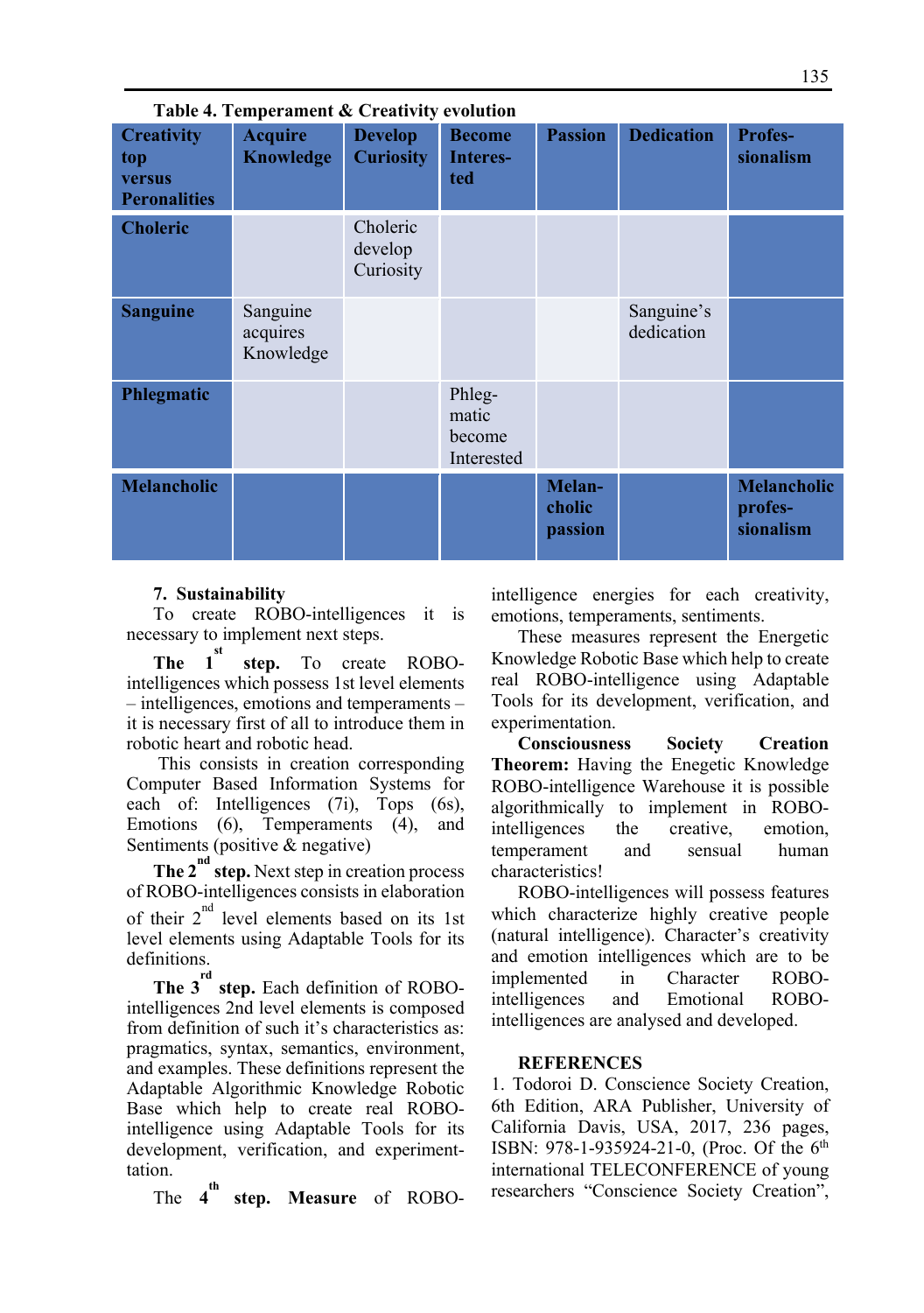**Table 4. Temperament & Creativity evolution**

| Creativity top versus Peronalities | Acquire Knowledge | Develop Curiosity | Become Interes-ted | Passion | Dedication | Profes-sionalism |
|---|---|---|---|---|---|---|
| **Choleric** | | Choleric develop Curiosity | | | | |
| **Sanguine** | Sanguine acquires Knowledge | | | | Sanguine's dedication | |
| **Phlegmatic** | | | Phleg-matic become Interested | | | |
| **Melancholic** | | | | **Melan-cholic passion** | | **Melancholic profes-sionalism** |

**7. Sustainability**

To create ROBO-intelligences it is necessary to implement next steps.

**The 1st step.** To create ROBO-intelligences which possess 1st level elements – intelligences, emotions and temperaments – it is necessary first of all to introduce them in robotic heart and robotic head.

This consists in creation corresponding Computer Based Information Systems for each of: Intelligences (7i), Tops (6s), Emotions (6), Temperaments (4), and Sentiments (positive & negative)

**The 2nd step.** Next step in creation process of ROBO-intelligences consists in elaboration of their 2nd level elements based on its 1st level elements using Adaptable Tools for its definitions.

**The 3rd step.** Each definition of ROBO-intelligences 2nd level elements is composed from definition of such it's characteristics as: pragmatics, syntax, semantics, environment, and examples. These definitions represent the Adaptable Algorithmic Knowledge Robotic Base which help to create real ROBO-intelligence using Adaptable Tools for its development, verification, and experiment-tation.

The **4th step. Measure** of ROBO-intelligence energies for each creativity, emotions, temperaments, sentiments.

These measures represent the Energetic Knowledge Robotic Base which help to create real ROBO-intelligence using Adaptable Tools for its development, verification, and experimentation.

**Consciousness Society Creation Theorem:** Having the Enegetic Knowledge ROBO-intelligence Warehouse it is possible algorithmically to implement in ROBO-intelligences the creative, emotion, temperament and sensual human characteristics!

ROBO-intelligences will possess features which characterize highly creative people (natural intelligence). Character's creativity and emotion intelligences which are to be implemented in Character ROBO-intelligences and Emotional ROBO-intelligences are analysed and developed.

**REFERENCES**

1. Todoroi D. Conscience Society Creation, 6th Edition, ARA Publisher, University of California Davis, USA, 2017, 236 pages, ISBN: 978-1-935924-21-0, (Proc. Of the 6th international TELECONFERENCE of young researchers "Conscience Society Creation",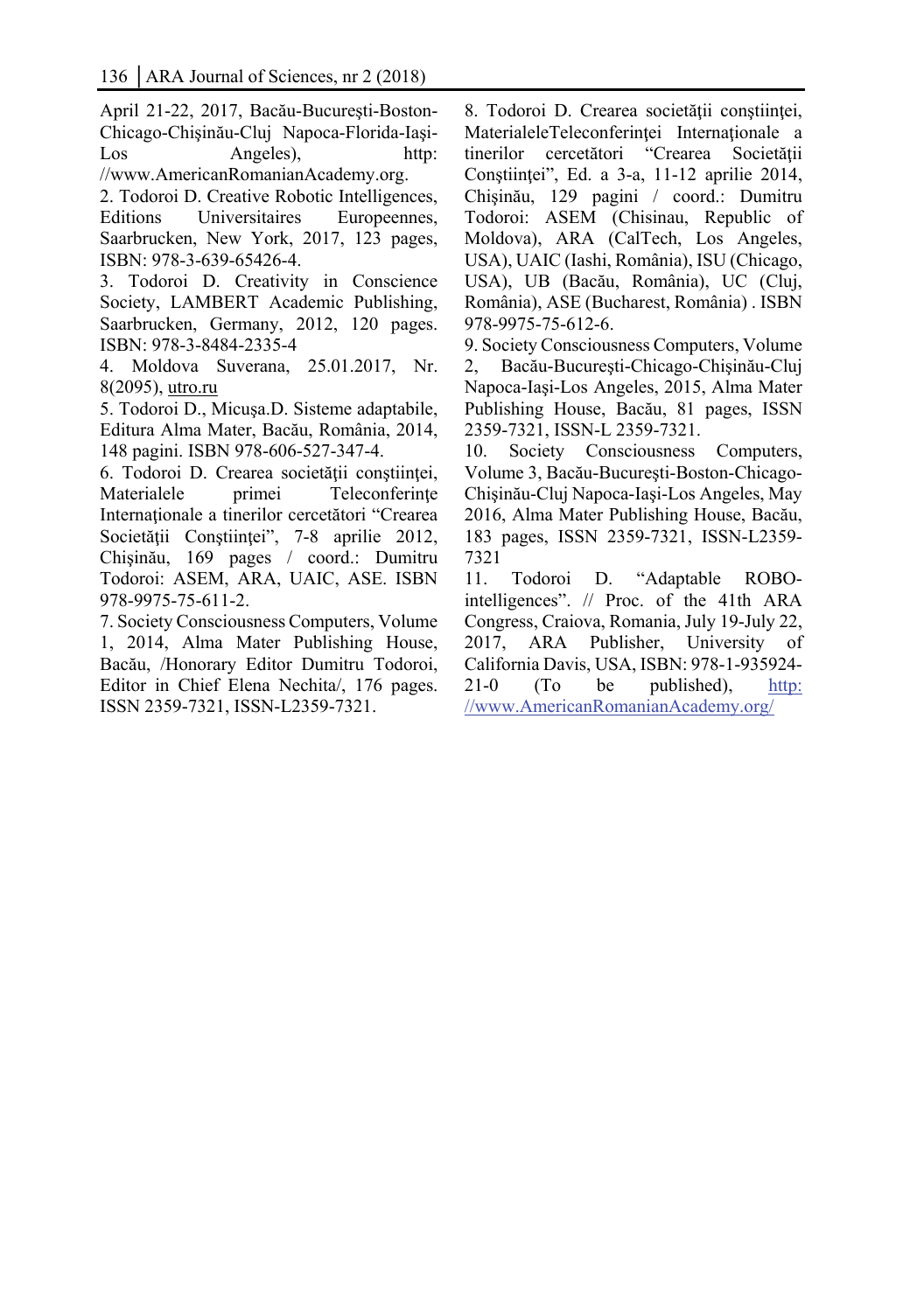April 21-22, 2017, Bacău-Bucureşti-Boston-Chicago-Chişinău-Cluj Napoca-Florida-Iaşi-Los Angeles), http: //www.AmericanRomanianAcademy.org.

2. Todoroi D. Creative Robotic Intelligences, Editions Universitaires Europeennes, Saarbrucken, New York, 2017, 123 pages, ISBN: 978-3-639-65426-4.

3. Todoroi D. Creativity in Conscience Society, LAMBERT Academic Publishing, Saarbrucken, Germany, 2012, 120 pages. ISBN: 978-3-8484-2335-4

4. Moldova Suverana, 25.01.2017, Nr. 8(2095), utro.ru

5. Todoroi D., Micuşa.D. Sisteme adaptabile, Editura Alma Mater, Bacău, România, 2014, 148 pagini. ISBN 978-606-527-347-4.

6. Todoroi D. Crearea societăţii conştiinţei, Materialele primei Teleconferinţe Internaţionale a tinerilor cercetători "Crearea Societăţii Conştiinţei", 7-8 aprilie 2012, Chişinău, 169 pages / coord.: Dumitru Todoroi: ASEM, ARA, UAIC, ASE. ISBN 978-9975-75-611-2.

7. Society Consciousness Computers, Volume 1, 2014, Alma Mater Publishing House, Bacău, /Honorary Editor Dumitru Todoroi, Editor in Chief Elena Nechita/, 176 pages. ISSN 2359-7321, ISSN-L2359-7321.

8. Todoroi D. Crearea societăţii conştiinţei, MaterialeleTeleconferinţei Internaţionale a tinerilor cercetători "Crearea Societăţii Conştiinţei", Ed. a 3-a, 11-12 aprilie 2014, Chişinău, 129 pagini / coord.: Dumitru Todoroi: ASEM (Chisinau, Republic of Moldova), ARA (CalTech, Los Angeles, USA), UAIC (Iashi, România), ISU (Chicago, USA), UB (Bacău, România), UC (Cluj, România), ASE (Bucharest, România) . ISBN 978-9975-75-612-6.

9. Society Consciousness Computers, Volume 2, Bacău-Bucureşti-Chicago-Chişinău-Cluj Napoca-Iaşi-Los Angeles, 2015, Alma Mater Publishing House, Bacău, 81 pages, ISSN 2359-7321, ISSN-L 2359-7321.

10. Society Consciousness Computers, Volume 3, Bacău-Bucureşti-Boston-Chicago-Chişinău-Cluj Napoca-Iaşi-Los Angeles, May 2016, Alma Mater Publishing House, Bacău, 183 pages, ISSN 2359-7321, ISSN-L2359-7321

11. Todoroi D. "Adaptable ROBO-intelligences". // Proc. of the 41th ARA Congress, Craiova, Romania, July 19-July 22, 2017, ARA Publisher, University of California Davis, USA, ISBN: 978-1-935924-21-0 (To be published), http: //www.AmericanRomanianAcademy.org/